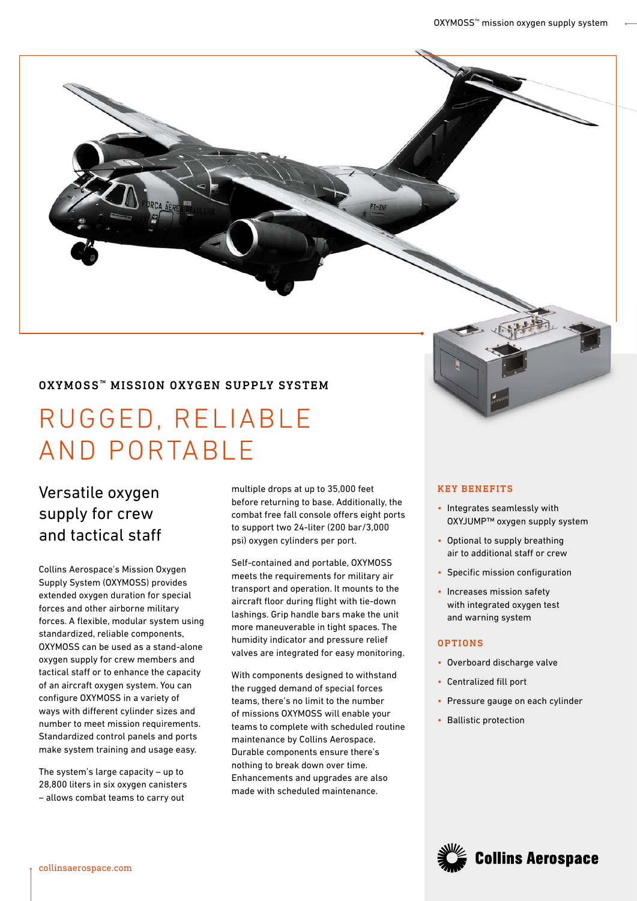## OXYMOSS™ MISSION OXYGEN SUPPLY SYSTEM

# RUGGED, RELIABLE AND PORTABLE

### Versatile oxygen supply for crew and tactical staff

Collins Aerospace's Mission Oxygen Supply System (OXYMOSS) provides extended oxygen duration for special forces and other airborne military forces. A flexible, modular system using standardized, reliable components, OXYMOSS can be used as a stand-alone oxygen supply for crew members and tactical staff or to enhance the capacity of an aircraft oxygen system. You can configure OXYMOSS in a variety of ways with different cylinder sizes and number to meet mission requirements. Standardized control panels and ports make system training and usage easy.

The system's large capacity – up to 28,800 liters in six oxygen canisters – allows combat teams to carry out multiple drops at up to 35,000 feet before returning to base. Additionally, the combat free fall console offers eight ports to support two 24-liter (200 bar/3,000 psi) oxygen cylinders per port.

Self-contained and portable, OXYMOSS meets the requirements for military air transport and operation. It mounts to the aircraft floor during flight with tie-down lashings. Grip handle bars make the unit more maneuverable in tight spaces. The humidity indicator and pressure relief valves are integrated for easy monitoring.

With components designed to withstand the rugged demand of special forces teams, there's no limit to the number of missions OXYMOSS will enable your teams to complete with scheduled routine maintenance by Collins Aerospace. Durable components ensure there's nothing to break down over time. Enhancements and upgrades are also made with scheduled maintenance.

#### KEY BENEFITS

- Integrates seamlessly with OXYJUMP™ oxygen supply system
- Optional to supply breathing air to additional staff or crew
- Specific mission configuration
- Increases mission safety with integrated oxygen test and warning system

#### OPTIONS

- Overboard discharge valve
- Centralized fill port
- Pressure gauge on each cylinder
- Ballistic protection

collinsaerospace.com

Collins Aerospace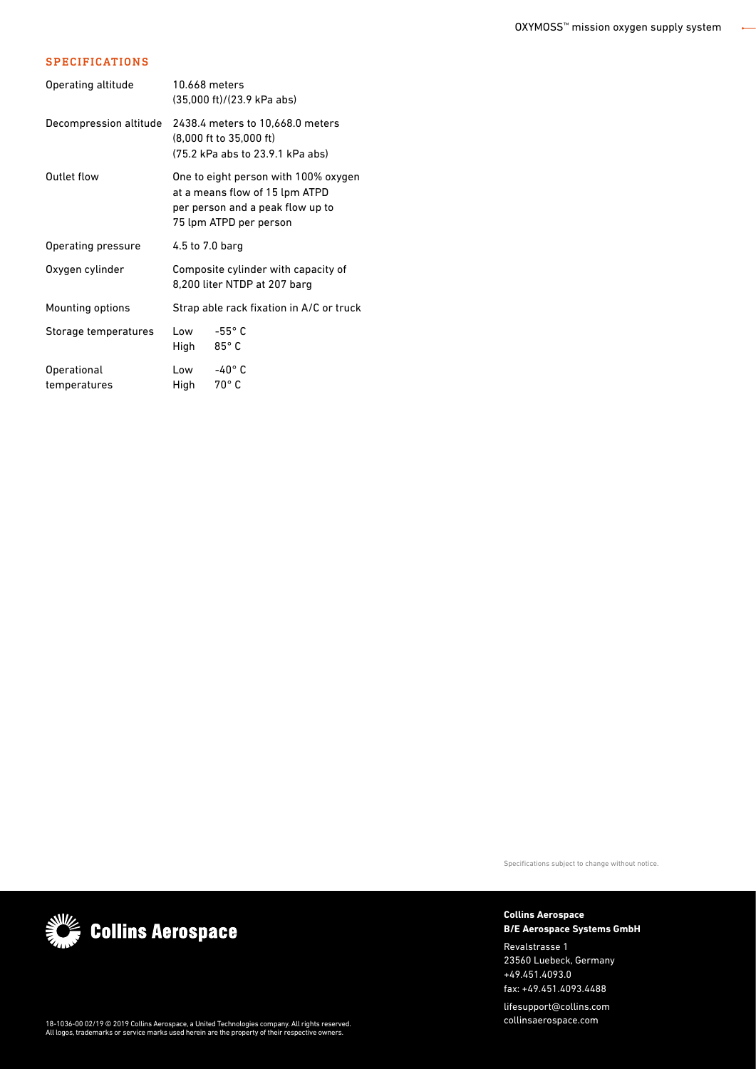## SPECIFICATIONS

| | |
|---|---|
| Operating altitude | 10.668 meters (35,000 ft)/(23.9 kPa abs) |
| Decompression altitude | 2438.4 meters to 10,668.0 meters (8,000 ft to 35,000 ft) (75.2 kPa abs to 23.9.1 kPa abs) |
| Outlet flow | One to eight person with 100% oxygen at a means flow of 15 lpm ATPD per person and a peak flow up to 75 lpm ATPD per person |
| Operating pressure | 4.5 to 7.0 barg |
| Oxygen cylinder | Composite cylinder with capacity of 8,200 liter NTDP at 207 barg |
| Mounting options | Strap able rack fixation in A/C or truck |
| Storage temperatures | Low -55° C<br>High 85° C |
| Operational temperatures | Low -40° C<br>High 70° C |

Specifications subject to change without notice.

Collins Aerospace

**Collins Aerospace**
**B/E Aerospace Systems GmbH**

Revalstrasse 1
23560 Luebeck, Germany
+49.451.4093.0
fax: +49.451.4093.4488

lifesupport@collins.com
collinsaerospace.com

18-1036-00 02/19 © 2019 Collins Aerospace, a United Technologies company. All rights reserved.
All logos, trademarks or service marks used herein are the property of their respective owners.